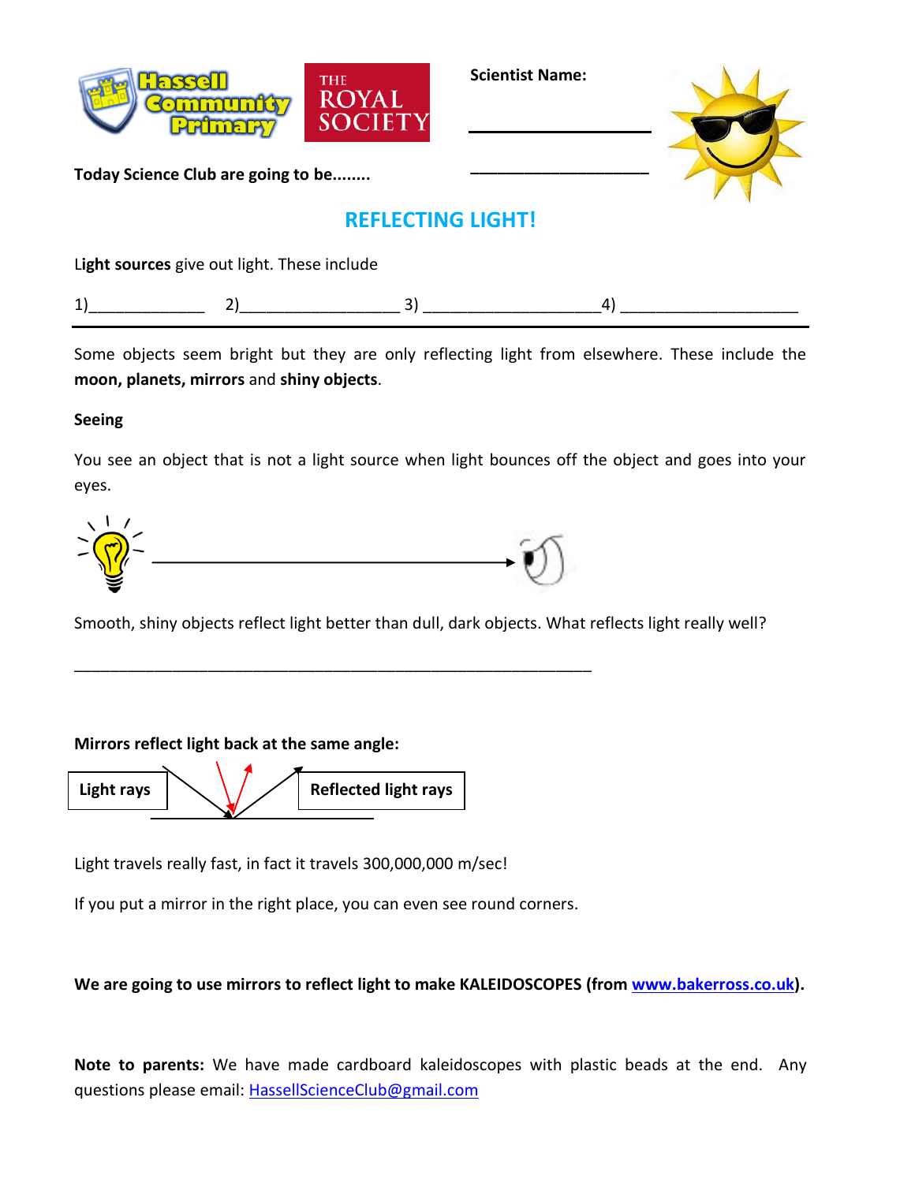**Scientist Name:**

\_\_\_\_\_\_\_\_\_\_\_\_\_\_\_\_\_\_\_\_

\_\_\_\_\_\_\_\_\_\_\_\_\_\_\_\_\_\_\_\_

**Today Science Club are going to be........**

## REFLECTING LIGHT!

**Light sources** give out light. These include

1)\_\_\_\_\_\_\_\_\_\_\_\_\_ 2)\_\_\_\_\_\_\_\_\_\_\_\_\_\_\_\_\_\_ 3) \_\_\_\_\_\_\_\_\_\_\_\_\_\_\_\_\_\_\_\_4) \_\_\_\_\_\_\_\_\_\_\_\_\_\_\_\_\_\_\_\_

---

Some objects seem bright but they are only reflecting light from elsewhere. These include the **moon, planets, mirrors** and **shiny objects**.

**Seeing**

You see an object that is not a light source when light bounces off the object and goes into your eyes.

Smooth, shiny objects reflect light better than dull, dark objects. What reflects light really well?

\_\_\_\_\_\_\_\_\_\_\_\_\_\_\_\_\_\_\_\_\_\_\_\_\_\_\_\_\_\_\_\_\_\_\_\_\_\_\_\_\_\_\_\_\_\_\_\_\_\_\_\_\_\_\_\_\_\_\_\_

**Mirrors reflect light back at the same angle:**

**Light rays** **Reflected light rays**

Light travels really fast, in fact it travels 300,000,000 m/sec!

If you put a mirror in the right place, you can even see round corners.

**We are going to use mirrors to reflect light to make KALEIDOSCOPES (from www.bakerross.co.uk).**

**Note to parents:** We have made cardboard kaleidoscopes with plastic beads at the end. Any questions please email: HassellScienceClub@gmail.com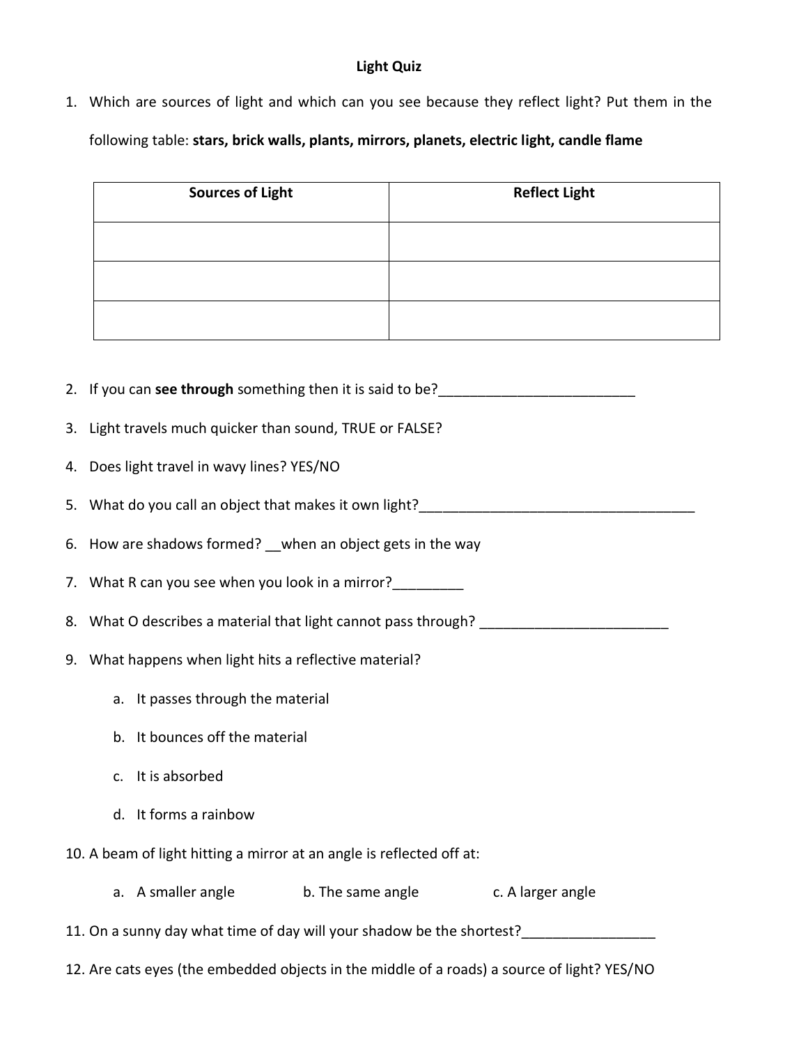# Light Quiz

1. Which are sources of light and which can you see because they reflect light? Put them in the following table: **stars, brick walls, plants, mirrors, planets, electric light, candle flame**

| Sources of Light | Reflect Light |
| --- | --- |
| | |
| | |
| | |

2. If you can **see through** something then it is said to be?_________________________

3. Light travels much quicker than sound, TRUE or FALSE?

4. Does light travel in wavy lines? YES/NO

5. What do you call an object that makes it own light?___________________________________

6. How are shadows formed? __when an object gets in the way

7. What R can you see when you look in a mirror?_________

8. What O describes a material that light cannot pass through? ________________________

9. What happens when light hits a reflective material?

   a. It passes through the material

   b. It bounces off the material

   c. It is absorbed

   d. It forms a rainbow

10. A beam of light hitting a mirror at an angle is reflected off at:

    a. A smaller angle b. The same angle c. A larger angle

11. On a sunny day what time of day will your shadow be the shortest?_________________

12. Are cats eyes (the embedded objects in the middle of a roads) a source of light? YES/NO